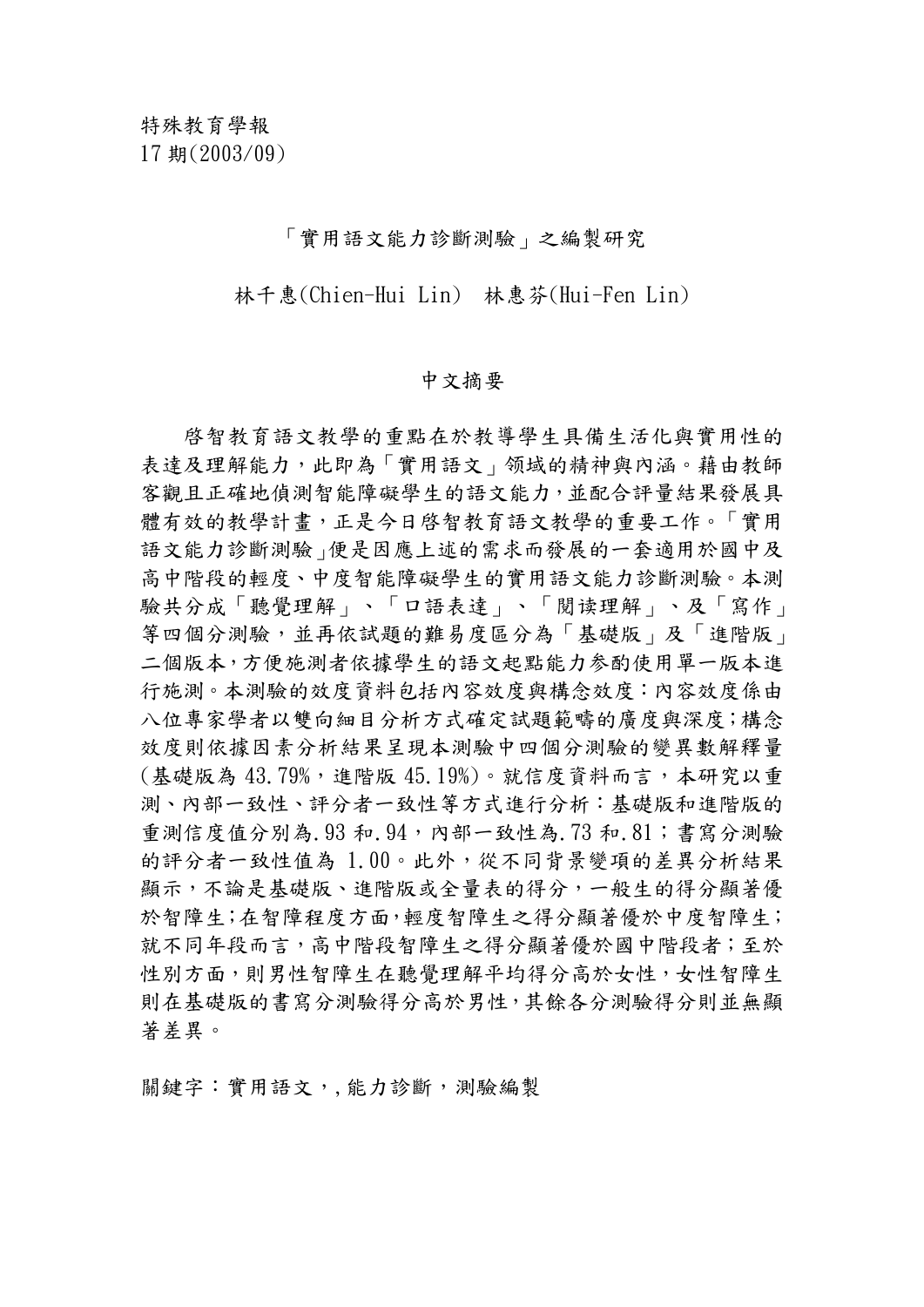特殊教育學報
17 期(2003/09)

# 「實用語文能力診斷測驗」之編製研究

林千惠(Chien-Hui Lin) 林惠芬(Hui-Fen Lin)

## 中文摘要

啓智教育語文教學的重點在於教導學生具備生活化與實用性的表達及理解能力，此即為「實用語文」领域的精神與內涵。藉由教師客觀且正確地偵測智能障礙學生的語文能力，並配合評量結果發展具體有效的教學計畫，正是今日啓智教育語文教學的重要工作。「實用語文能力診斷測驗」便是因應上述的需求而發展的一套適用於國中及高中階段的輕度、中度智能障礙學生的實用語文能力診斷測驗。本測驗共分成「聽覺理解」、「口語表達」、「閱读理解」、及「寫作」等四個分測驗，並再依試題的難易度區分為「基礎版」及「進階版」二個版本，方便施測者依據學生的語文起點能力参酌使用單一版本進行施測。本測驗的效度資料包括內容效度與構念效度：內容效度係由八位專家學者以雙向細目分析方式確定試題範疇的廣度與深度；構念效度則依據因素分析結果呈現本測驗中四個分測驗的變異數解釋量(基礎版為 43.79%，進階版 45.19%)。就信度資料而言，本研究以重測、內部一致性、評分者一致性等方式進行分析：基礎版和進階版的重測信度值分別為.93 和.94，內部一致性為.73 和.81；書寫分測驗的評分者一致性值為 1.00。此外，從不同背景變項的差異分析結果顯示，不論是基礎版、進階版或全量表的得分，一般生的得分顯著優於智障生；在智障程度方面，輕度智障生之得分顯著優於中度智障生；就不同年段而言，高中階段智障生之得分顯著優於國中階段者；至於性別方面，則男性智障生在聽覺理解平均得分高於女性，女性智障生則在基礎版的書寫分測驗得分高於男性，其餘各分測驗得分則並無顯著差異。

關鍵字：實用語文，, 能力診斷，測驗編製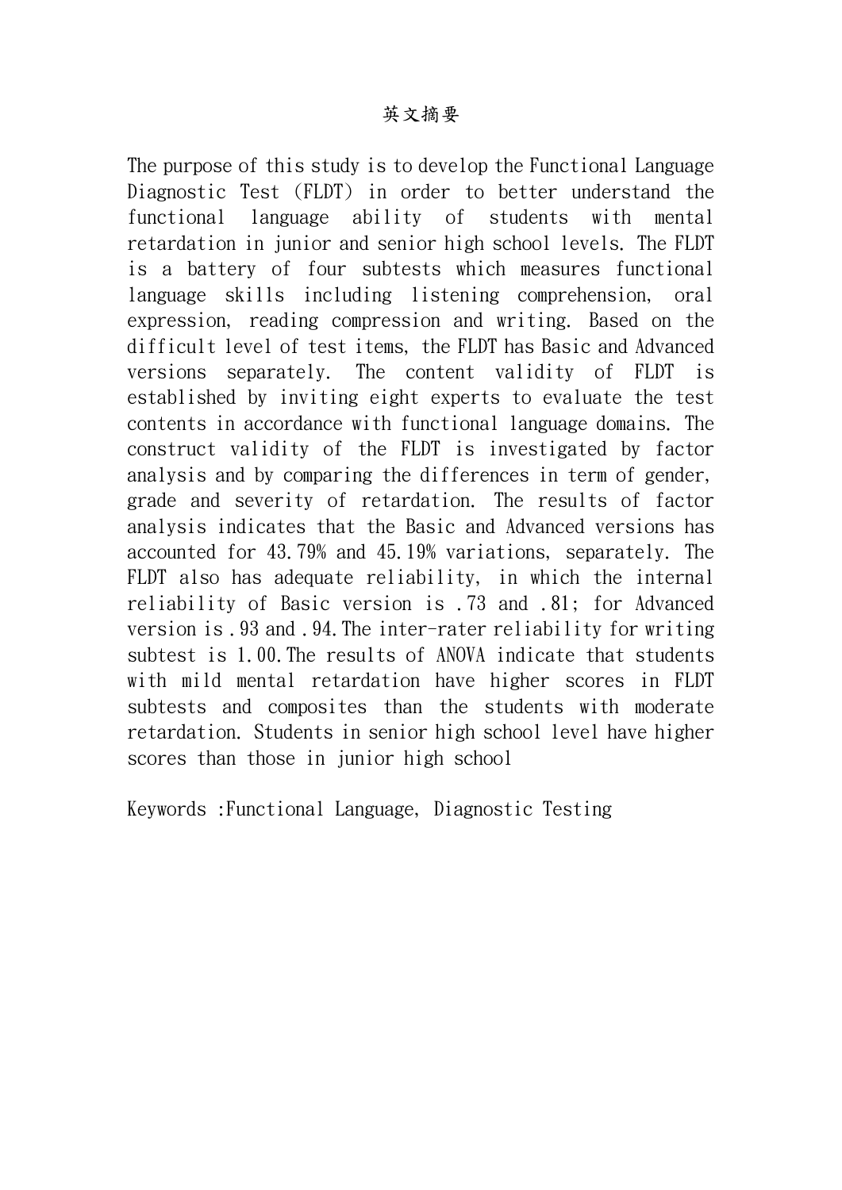# 英文摘要

The purpose of this study is to develop the Functional Language Diagnostic Test (FLDT) in order to better understand the functional language ability of students with mental retardation in junior and senior high school levels. The FLDT is a battery of four subtests which measures functional language skills including listening comprehension, oral expression, reading compression and writing. Based on the difficult level of test items, the FLDT has Basic and Advanced versions separately. The content validity of FLDT is established by inviting eight experts to evaluate the test contents in accordance with functional language domains. The construct validity of the FLDT is investigated by factor analysis and by comparing the differences in term of gender, grade and severity of retardation. The results of factor analysis indicates that the Basic and Advanced versions has accounted for 43.79% and 45.19% variations, separately. The FLDT also has adequate reliability, in which the internal reliability of Basic version is .73 and .81; for Advanced version is .93 and .94. The inter-rater reliability for writing subtest is 1.00. The results of ANOVA indicate that students with mild mental retardation have higher scores in FLDT subtests and composites than the students with moderate retardation. Students in senior high school level have higher scores than those in junior high school

Keywords :Functional Language, Diagnostic Testing